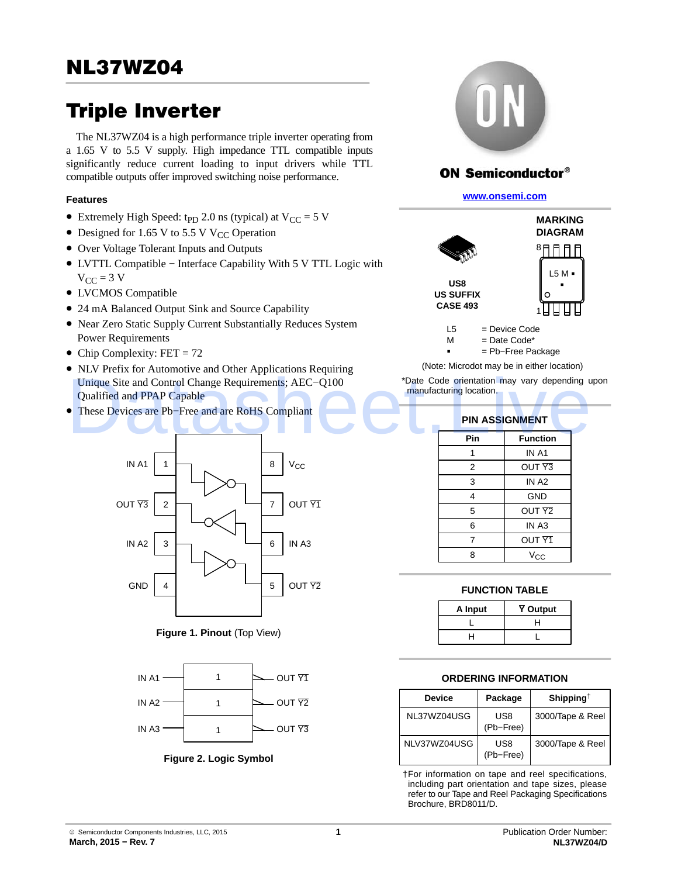# NL37WZ04

## Triple Inverter

The NL37WZ04 is a high performance triple inverter operating from a 1.65 V to 5.5 V supply. High impedance TTL compatible inputs significantly reduce current loading to input drivers while TTL compatible outputs offer improved switching noise performance.

### Features

- Extremely High Speed: $t_{PD}$ 2.0 ns (typical) at $V_{CC}$ = 5 V
- Designed for 1.65 V to 5.5 V $V_{CC}$ Operation
- Over Voltage Tolerant Inputs and Outputs
- LVTTL Compatible − Interface Capability With 5 V TTL Logic with $V_{CC}$ = 3 V
- LVCMOS Compatible
- 24 mA Balanced Output Sink and Source Capability
- Near Zero Static Supply Current Substantially Reduces System Power Requirements
- Chip Complexity: FET = 72
- NLV Prefix for Automotive and Other Applications Requiring Unique Site and Control Change Requirements; AEC−Q100 Qualified and PPAP Capable
- These Devices are Pb−Free and are RoHS Compliant

| IN A1 | 1 | | 8 | $V_{CC}$ |
|---|---|---|---|---|
| OUT $\overline{Y3}$ | 2 | | 7 | OUT $\overline{Y1}$ |
| IN A2 | 3 | | 6 | IN A3 |
| GND | 4 | | 5 | OUT $\overline{Y2}$ |

**Figure 1. Pinout** (Top View)

| Input | | Output |
|---|---|---|
| IN A1 | 1 | OUT $\overline{Y1}$ |
| IN A2 | 1 | OUT $\overline{Y2}$ |
| IN A3 | 1 | OUT $\overline{Y3}$ |

**Figure 2. Logic Symbol**

ON Semiconductor®

www.onsemi.com

US8
US SUFFIX
CASE 493

**MARKING DIAGRAM**

L5 M ▪
▪

L5 = Device Code
M = Date Code*
▪ = Pb−Free Package

(Note: Microdot may be in either location)

*Date Code orientation may vary depending upon manufacturing location.

### PIN ASSIGNMENT

| Pin | Function |
|---|---|
| 1 | IN A1 |
| 2 | OUT $\overline{Y3}$ |
| 3 | IN A2 |
| 4 | GND |
| 5 | OUT $\overline{Y2}$ |
| 6 | IN A3 |
| 7 | OUT $\overline{Y1}$ |
| 8 | $V_{CC}$ |

### FUNCTION TABLE

| A Input | $\overline{Y}$ Output |
|---|---|
| L | H |
| H | L |

### ORDERING INFORMATION

| Device | Package | Shipping† |
|---|---|---|
| NL37WZ04USG | US8 (Pb−Free) | 3000/Tape & Reel |
| NLV37WZ04USG | US8 (Pb−Free) | 3000/Tape & Reel |

†For information on tape and reel specifications, including part orientation and tape sizes, please refer to our Tape and Reel Packaging Specifications Brochure, BRD8011/D.

© Semiconductor Components Industries, LLC, 2015
March, 2015 − Rev. 7

Publication Order Number:
NL37WZ04/D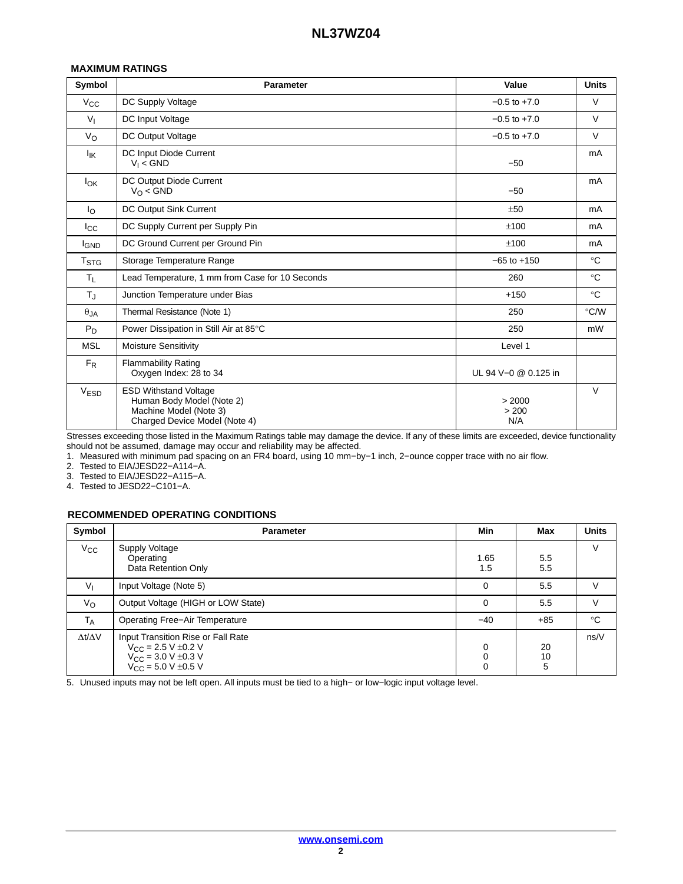## MAXIMUM RATINGS

| Symbol | Parameter | Value | Units |
|---|---|---|---|
| $V_{CC}$ | DC Supply Voltage | −0.5 to +7.0 | V |
| $V_I$ | DC Input Voltage | −0.5 to +7.0 | V |
| $V_O$ | DC Output Voltage | −0.5 to +7.0 | V |
| $I_{IK}$ | DC Input Diode Current $V_I$ < GND | −50 | mA |
| $I_{OK}$ | DC Output Diode Current $V_O$ < GND | −50 | mA |
| $I_O$ | DC Output Sink Current | ±50 | mA |
| $I_{CC}$ | DC Supply Current per Supply Pin | ±100 | mA |
| $I_{GND}$ | DC Ground Current per Ground Pin | ±100 | mA |
| $T_{STG}$ | Storage Temperature Range | −65 to +150 | °C |
| $T_L$ | Lead Temperature, 1 mm from Case for 10 Seconds | 260 | °C |
| $T_J$ | Junction Temperature under Bias | +150 | °C |
| $\theta_{JA}$ | Thermal Resistance (Note 1) | 250 | °C/W |
| $P_D$ | Power Dissipation in Still Air at 85°C | 250 | mW |
| MSL | Moisture Sensitivity | Level 1 | |
| $F_R$ | Flammability Rating Oxygen Index: 28 to 34 | UL 94 V−0 @ 0.125 in | |
| $V_{ESD}$ | ESD Withstand Voltage<br>Human Body Model (Note 2)<br>Machine Model (Note 3)<br>Charged Device Model (Note 4) | <br>> 2000<br>> 200<br>N/A | V |

Stresses exceeding those listed in the Maximum Ratings table may damage the device. If any of these limits are exceeded, device functionality should not be assumed, damage may occur and reliability may be affected.

1. Measured with minimum pad spacing on an FR4 board, using 10 mm−by−1 inch, 2−ounce copper trace with no air flow.
2. Tested to EIA/JESD22−A114−A.
3. Tested to EIA/JESD22−A115−A.
4. Tested to JESD22−C101−A.

## RECOMMENDED OPERATING CONDITIONS

| Symbol | Parameter | Min | Max | Units |
|---|---|---|---|---|
| $V_{CC}$ | Supply Voltage<br>Operating<br>Data Retention Only | <br>1.65<br>1.5 | <br>5.5<br>5.5 | V |
| $V_I$ | Input Voltage (Note 5) | 0 | 5.5 | V |
| $V_O$ | Output Voltage (HIGH or LOW State) | 0 | 5.5 | V |
| $T_A$ | Operating Free−Air Temperature | −40 | +85 | °C |
| $\Delta t/\Delta V$ | Input Transition Rise or Fall Rate<br>$V_{CC}$ = 2.5 V ±0.2 V<br>$V_{CC}$ = 3.0 V ±0.3 V<br>$V_{CC}$ = 5.0 V ±0.5 V | <br>0<br>0<br>0 | <br>20<br>10<br>5 | ns/V |

5. Unused inputs may not be left open. All inputs must be tied to a high− or low−logic input voltage level.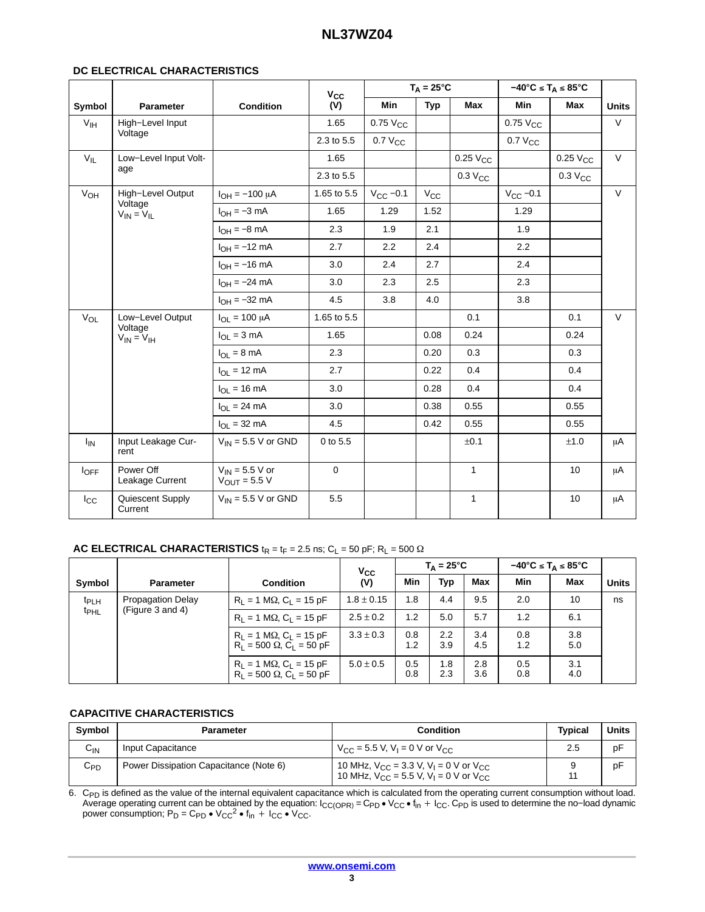### DC ELECTRICAL CHARACTERISTICS

| Symbol | Parameter | Condition | $V_{CC}$ (V) | $T_A = 25°C$ | | | $-40°C \le T_A \le 85°C$ | | Units |
|---|---|---|---|---|---|---|---|---|---|
| | | | | Min | Typ | Max | Min | Max | |
| $V_{IH}$ | High−Level Input Voltage | | 1.65 | 0.75 $V_{CC}$ | | | 0.75 $V_{CC}$ | | V |
| | | | 2.3 to 5.5 | 0.7 $V_{CC}$ | | | 0.7 $V_{CC}$ | | |
| $V_{IL}$ | Low−Level Input Voltage | | 1.65 | | | 0.25 $V_{CC}$ | | 0.25 $V_{CC}$ | V |
| | | | 2.3 to 5.5 | | | 0.3 $V_{CC}$ | | 0.3 $V_{CC}$ | |
| $V_{OH}$ | High−Level Output Voltage $V_{IN} = V_{IL}$ | $I_{OH} = -100\ \mu A$ | 1.65 to 5.5 | $V_{CC} - 0.1$ | $V_{CC}$ | | $V_{CC} - 0.1$ | | V |
| | | $I_{OH} = -3$ mA | 1.65 | 1.29 | 1.52 | | 1.29 | | |
| | | $I_{OH} = -8$ mA | 2.3 | 1.9 | 2.1 | | 1.9 | | |
| | | $I_{OH} = -12$ mA | 2.7 | 2.2 | 2.4 | | 2.2 | | |
| | | $I_{OH} = -16$ mA | 3.0 | 2.4 | 2.7 | | 2.4 | | |
| | | $I_{OH} = -24$ mA | 3.0 | 2.3 | 2.5 | | 2.3 | | |
| | | $I_{OH} = -32$ mA | 4.5 | 3.8 | 4.0 | | 3.8 | | |
| $V_{OL}$ | Low−Level Output Voltage $V_{IN} = V_{IH}$ | $I_{OL} = 100\ \mu A$ | 1.65 to 5.5 | | | 0.1 | | 0.1 | V |
| | | $I_{OL} = 3$ mA | 1.65 | | 0.08 | 0.24 | | 0.24 | |
| | | $I_{OL} = 8$ mA | 2.3 | | 0.20 | 0.3 | | 0.3 | |
| | | $I_{OL} = 12$ mA | 2.7 | | 0.22 | 0.4 | | 0.4 | |
| | | $I_{OL} = 16$ mA | 3.0 | | 0.28 | 0.4 | | 0.4 | |
| | | $I_{OL} = 24$ mA | 3.0 | | 0.38 | 0.55 | | 0.55 | |
| | | $I_{OL} = 32$ mA | 4.5 | | 0.42 | 0.55 | | 0.55 | |
| $I_{IN}$ | Input Leakage Current | $V_{IN} = 5.5$ V or GND | 0 to 5.5 | | | ±0.1 | | ±1.0 | μA |
| $I_{OFF}$ | Power Off Leakage Current | $V_{IN} = 5.5$ V or $V_{OUT} = 5.5$ V | 0 | | | 1 | | 10 | μA |
| $I_{CC}$ | Quiescent Supply Current | $V_{IN} = 5.5$ V or GND | 5.5 | | | 1 | | 10 | μA |

### AC ELECTRICAL CHARACTERISTICS $t_R = t_F = 2.5$ ns; $C_L = 50$ pF; $R_L = 500\ \Omega$

| Symbol | Parameter | Condition | $V_{CC}$ (V) | $T_A = 25°C$ | | | $-40°C \le T_A \le 85°C$ | | Units |
|---|---|---|---|---|---|---|---|---|---|
| | | | | Min | Typ | Max | Min | Max | |
| $t_{PLH}$ $t_{PHL}$ | Propagation Delay (Figure 3 and 4) | $R_L = 1\ M\Omega$, $C_L = 15$ pF | 1.8 ± 0.15 | 1.8 | 4.4 | 9.5 | 2.0 | 10 | ns |
| | | $R_L = 1\ M\Omega$, $C_L = 15$ pF | 2.5 ± 0.2 | 1.2 | 5.0 | 5.7 | 1.2 | 6.1 | |
| | | $R_L = 1\ M\Omega$, $C_L = 15$ pF<br>$R_L = 500\ \Omega$, $C_L = 50$ pF | 3.3 ± 0.3 | 0.8<br>1.2 | 2.2<br>3.9 | 3.4<br>4.5 | 0.8<br>1.2 | 3.8<br>5.0 | |
| | | $R_L = 1\ M\Omega$, $C_L = 15$ pF<br>$R_L = 500\ \Omega$, $C_L = 50$ pF | 5.0 ± 0.5 | 0.5<br>0.8 | 1.8<br>2.3 | 2.8<br>3.6 | 0.5<br>0.8 | 3.1<br>4.0 | |

### CAPACITIVE CHARACTERISTICS

| Symbol | Parameter | Condition | Typical | Units |
|---|---|---|---|---|
| $C_{IN}$ | Input Capacitance | $V_{CC} = 5.5$ V, $V_I = 0$ V or $V_{CC}$ | 2.5 | pF |
| $C_{PD}$ | Power Dissipation Capacitance (Note 6) | 10 MHz, $V_{CC} = 3.3$ V, $V_I = 0$ V or $V_{CC}$<br>10 MHz, $V_{CC} = 5.5$ V, $V_I = 0$ V or $V_{CC}$ | 9<br>11 | pF |

6. $C_{PD}$ is defined as the value of the internal equivalent capacitance which is calculated from the operating current consumption without load. Average operating current can be obtained by the equation: $I_{CC(OPR)} = C_{PD} \bullet V_{CC} \bullet f_{in} + I_{CC}$. $C_{PD}$ is used to determine the no−load dynamic power consumption; $P_D = C_{PD} \bullet V_{CC}^2 \bullet f_{in} + I_{CC} \bullet V_{CC}$.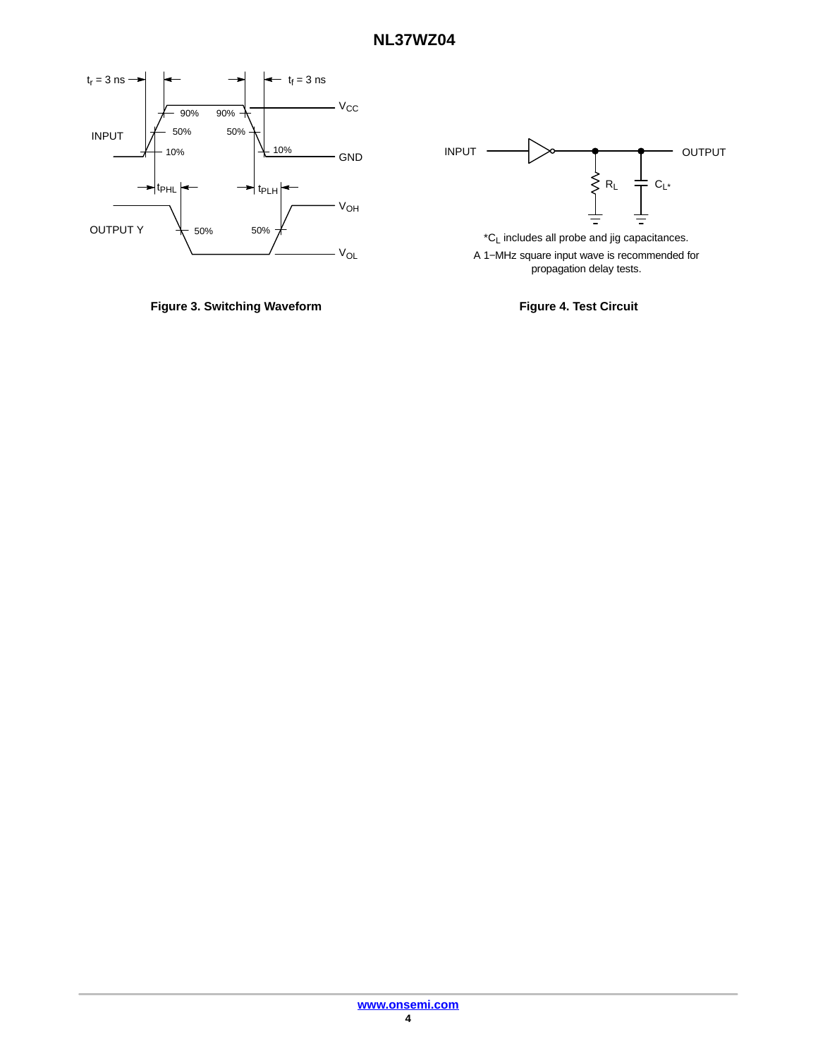*$C_L$ includes all probe and jig capacitances.

A 1−MHz square input wave is recommended for propagation delay tests.

**Figure 3. Switching Waveform**

**Figure 4. Test Circuit**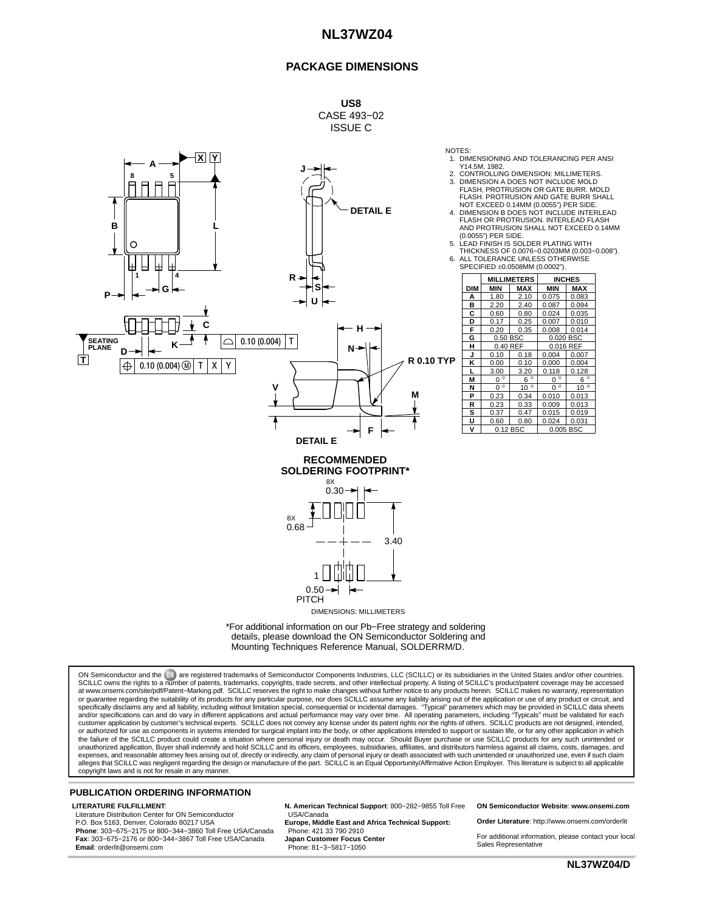## PACKAGE DIMENSIONS

**US8**
CASE 493−02
ISSUE C

NOTES:
1. DIMENSIONING AND TOLERANCING PER ANSI Y14.5M, 1982.
2. CONTROLLING DIMENSION: MILLIMETERS.
3. DIMENSION A DOES NOT INCLUDE MOLD FLASH, PROTRUSION OR GATE BURR. MOLD FLASH. PROTRUSION AND GATE BURR SHALL NOT EXCEED 0.14MM (0.0055") PER SIDE.
4. DIMENSION B DOES NOT INCLUDE INTERLEAD FLASH OR PROTRUSION. INTERLEAD FLASH AND PROTRUSION SHALL NOT EXCEED 0.14MM (0.0055") PER SIDE.
5. LEAD FINISH IS SOLDER PLATING WITH THICKNESS OF 0.0076−0.0203MM (0.003−0.008").
6. ALL TOLERANCE UNLESS OTHERWISE SPECIFIED ±0.0508MM (0.0002").

| | MILLIMETERS | | INCHES | |
|---|---|---|---|---|
| DIM | MIN | MAX | MIN | MAX |
| A | 1.80 | 2.10 | 0.075 | 0.083 |
| B | 2.20 | 2.40 | 0.087 | 0.094 |
| C | 0.60 | 0.80 | 0.024 | 0.035 |
| D | 0.17 | 0.25 | 0.007 | 0.010 |
| F | 0.20 | 0.35 | 0.008 | 0.014 |
| G | 0.50 BSC | | 0.020 BSC | |
| H | 0.40 REF | | 0.016 REF | |
| J | 0.10 | 0.18 | 0.004 | 0.007 |
| K | 0.00 | 0.10 | 0.000 | 0.004 |
| L | 3.00 | 3.20 | 0.118 | 0.128 |
| M | 0 ° | 6 ° | 0 ° | 6 ° |
| N | 0 ° | 10 ° | 0 ° | 10 ° |
| P | 0.23 | 0.34 | 0.010 | 0.013 |
| R | 0.23 | 0.33 | 0.009 | 0.013 |
| S | 0.37 | 0.47 | 0.015 | 0.019 |
| U | 0.60 | 0.80 | 0.024 | 0.031 |
| V | 0.12 BSC | | 0.005 BSC | |

A
X Y
8 5
B
L
1 4
G
P
J
DETAIL E
R
S
U
C
SEATING PLANE
T
K
D
0.10 (0.004) T
0.10 (0.004) M T X Y
H
N
R 0.10 TYP
V
M
F
DETAIL E

**RECOMMENDED SOLDERING FOOTPRINT***

8X
0.30
8X
0.68
3.40
1
0.50
PITCH

DIMENSIONS: MILLIMETERS

*For additional information on our Pb−Free strategy and soldering details, please download the ON Semiconductor Soldering and Mounting Techniques Reference Manual, SOLDERRM/D.

ON Semiconductor and the ON logo are registered trademarks of Semiconductor Components Industries, LLC (SCILLC) or its subsidiaries in the United States and/or other countries. SCILLC owns the rights to a number of patents, trademarks, copyrights, trade secrets, and other intellectual property. A listing of SCILLC's product/patent coverage may be accessed at www.onsemi.com/site/pdf/Patent−Marking.pdf. SCILLC reserves the right to make changes without further notice to any products herein. SCILLC makes no warranty, representation or guarantee regarding the suitability of its products for any particular purpose, nor does SCILLC assume any liability arising out of the application or use of any product or circuit, and specifically disclaims any and all liability, including without limitation special, consequential or incidental damages. "Typical" parameters which may be provided in SCILLC data sheets and/or specifications can and do vary in different applications and actual performance may vary over time. All operating parameters, including "Typicals" must be validated for each customer application by customer's technical experts. SCILLC does not convey any license under its patent rights nor the rights of others. SCILLC products are not designed, intended, or authorized for use as components in systems intended for surgical implant into the body, or other applications intended to support or sustain life, or for any other application in which the failure of the SCILLC product could create a situation where personal injury or death may occur. Should Buyer purchase or use SCILLC products for any such unintended or unauthorized application, Buyer shall indemnify and hold SCILLC and its officers, employees, subsidiaries, affiliates, and distributors harmless against all claims, costs, damages, and expenses, and reasonable attorney fees arising out of, directly or indirectly, any claim of personal injury or death associated with such unintended or unauthorized use, even if such claim alleges that SCILLC was negligent regarding the design or manufacture of the part. SCILLC is an Equal Opportunity/Affirmative Action Employer. This literature is subject to all applicable copyright laws and is not for resale in any manner.

### PUBLICATION ORDERING INFORMATION

**LITERATURE FULFILLMENT**:
Literature Distribution Center for ON Semiconductor
P.O. Box 5163, Denver, Colorado 80217 USA
**Phone**: 303−675−2175 or 800−344−3860 Toll Free USA/Canada
**Fax**: 303−675−2176 or 800−344−3867 Toll Free USA/Canada
**Email**: orderlit@onsemi.com

**N. American Technical Support**: 800−282−9855 Toll Free USA/Canada
**Europe, Middle East and Africa Technical Support:**
Phone: 421 33 790 2910
**Japan Customer Focus Center**
Phone: 81−3−5817−1050

**ON Semiconductor Website**: **www.onsemi.com**

**Order Literature**: http://www.onsemi.com/orderlit

For additional information, please contact your local Sales Representative

**NL37WZ04/D**